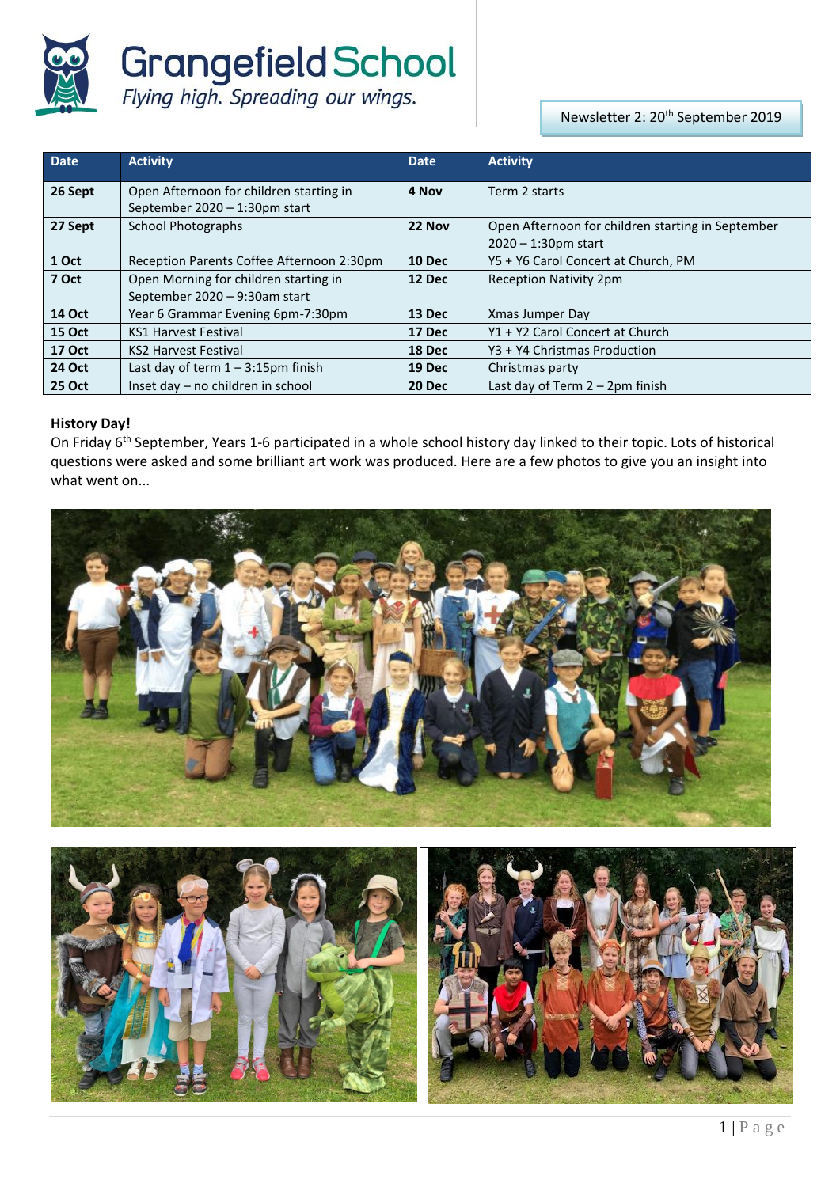# Grangefield School

*Flying high. Spreading our wings.*

Newsletter 2: 20th September 2019

| Date | Activity | Date | Activity |
|---|---|---|---|
| 26 Sept | Open Afternoon for children starting in September 2020 – 1:30pm start | 4 Nov | Term 2 starts |
| 27 Sept | School Photographs | 22 Nov | Open Afternoon for children starting in September 2020 – 1:30pm start |
| 1 Oct | Reception Parents Coffee Afternoon 2:30pm | 10 Dec | Y5 + Y6 Carol Concert at Church, PM |
| 7 Oct | Open Morning for children starting in September 2020 – 9:30am start | 12 Dec | Reception Nativity 2pm |
| 14 Oct | Year 6 Grammar Evening 6pm-7:30pm | 13 Dec | Xmas Jumper Day |
| 15 Oct | KS1 Harvest Festival | 17 Dec | Y1 + Y2 Carol Concert at Church |
| 17 Oct | KS2 Harvest Festival | 18 Dec | Y3 + Y4 Christmas Production |
| 24 Oct | Last day of term 1 – 3:15pm finish | 19 Dec | Christmas party |
| 25 Oct | Inset day – no children in school | 20 Dec | Last day of Term 2 – 2pm finish |

**History Day!**

On Friday 6th September, Years 1-6 participated in a whole school history day linked to their topic. Lots of historical questions were asked and some brilliant art work was produced. Here are a few photos to give you an insight into what went on...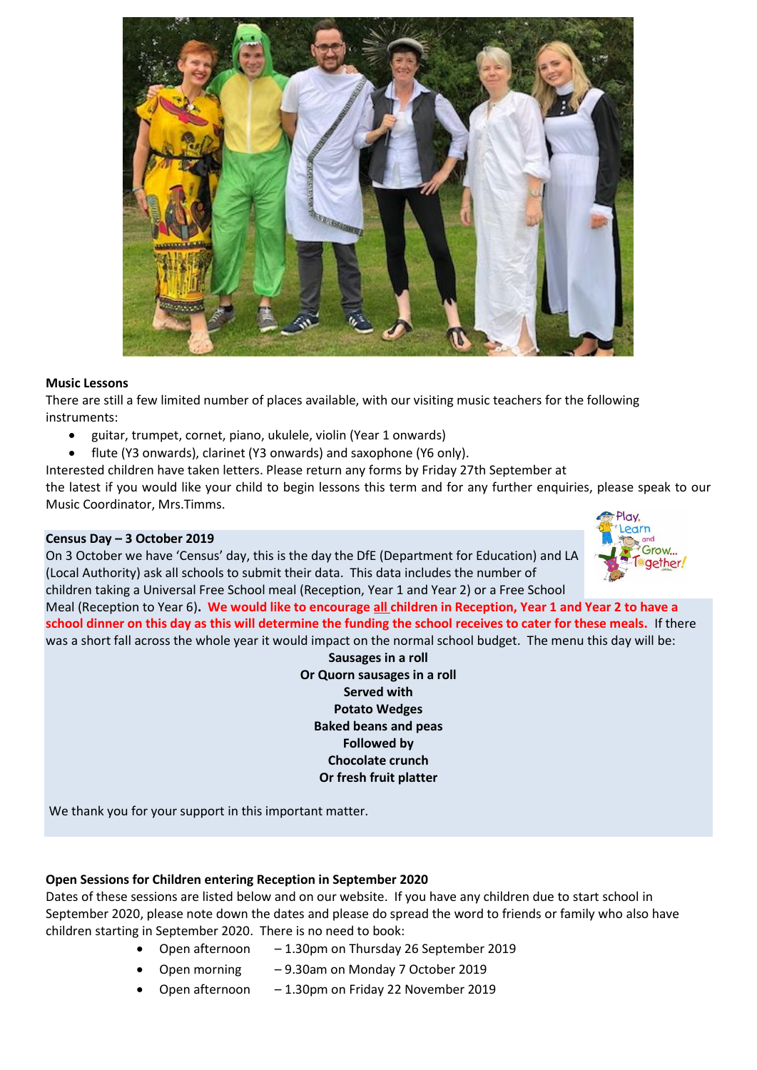**Music Lessons**

There are still a few limited number of places available, with our visiting music teachers for the following instruments:

- guitar, trumpet, cornet, piano, ukulele, violin (Year 1 onwards)
- flute (Y3 onwards), clarinet (Y3 onwards) and saxophone (Y6 only).

Interested children have taken letters. Please return any forms by Friday 27th September at the latest if you would like your child to begin lessons this term and for any further enquiries, please speak to our Music Coordinator, Mrs.Timms.

**Census Day – 3 October 2019**

On 3 October we have 'Census' day, this is the day the DfE (Department for Education) and LA (Local Authority) ask all schools to submit their data. This data includes the number of children taking a Universal Free School meal (Reception, Year 1 and Year 2) or a Free School Meal (Reception to Year 6). **We would like to encourage all children in Reception, Year 1 and Year 2 to have a school dinner on this day as this will determine the funding the school receives to cater for these meals.** If there was a short fall across the whole year it would impact on the normal school budget. The menu this day will be:

**Sausages in a roll**
**Or Quorn sausages in a roll**
**Served with**
**Potato Wedges**
**Baked beans and peas**
**Followed by**
**Chocolate crunch**
**Or fresh fruit platter**

We thank you for your support in this important matter.

**Open Sessions for Children entering Reception in September 2020**

Dates of these sessions are listed below and on our website. If you have any children due to start school in September 2020, please note down the dates and please do spread the word to friends or family who also have children starting in September 2020. There is no need to book:

- Open afternoon – 1.30pm on Thursday 26 September 2019
- Open morning – 9.30am on Monday 7 October 2019
- Open afternoon – 1.30pm on Friday 22 November 2019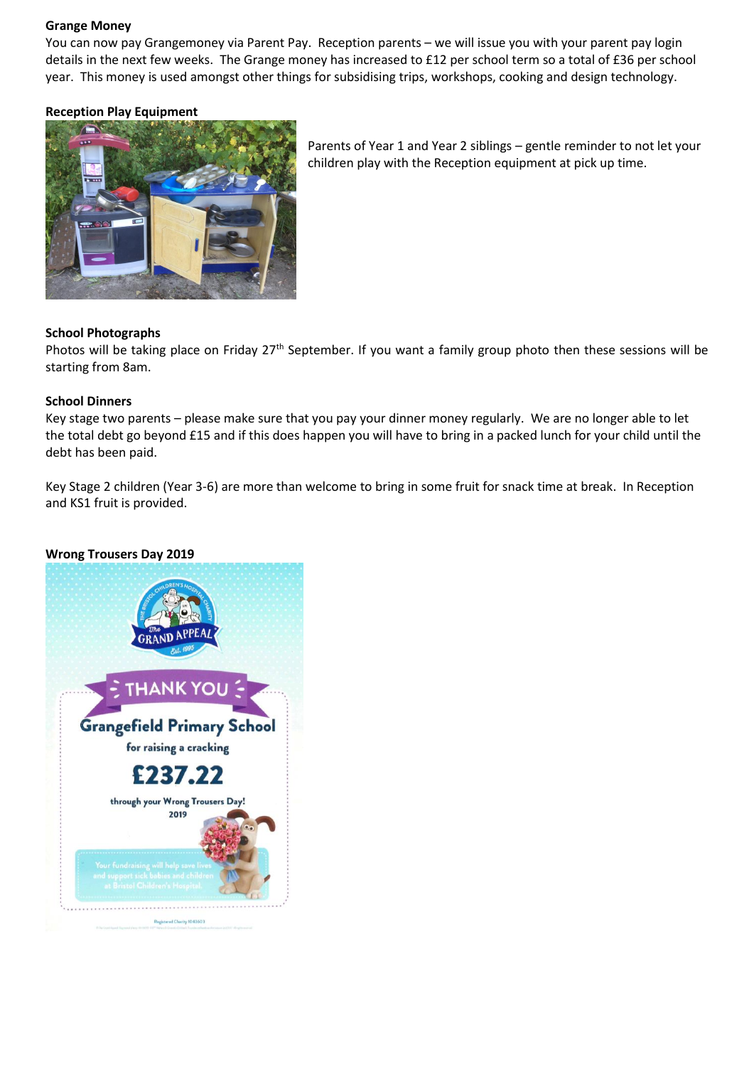**Grange Money**

You can now pay Grangemoney via Parent Pay. Reception parents – we will issue you with your parent pay login details in the next few weeks. The Grange money has increased to £12 per school term so a total of £36 per school year. This money is used amongst other things for subsidising trips, workshops, cooking and design technology.

**Reception Play Equipment**

Parents of Year 1 and Year 2 siblings – gentle reminder to not let your children play with the Reception equipment at pick up time.

**School Photographs**

Photos will be taking place on Friday 27th September. If you want a family group photo then these sessions will be starting from 8am.

**School Dinners**

Key stage two parents – please make sure that you pay your dinner money regularly. We are no longer able to let the total debt go beyond £15 and if this does happen you will have to bring in a packed lunch for your child until the debt has been paid.

Key Stage 2 children (Year 3-6) are more than welcome to bring in some fruit for snack time at break. In Reception and KS1 fruit is provided.

**Wrong Trousers Day 2019**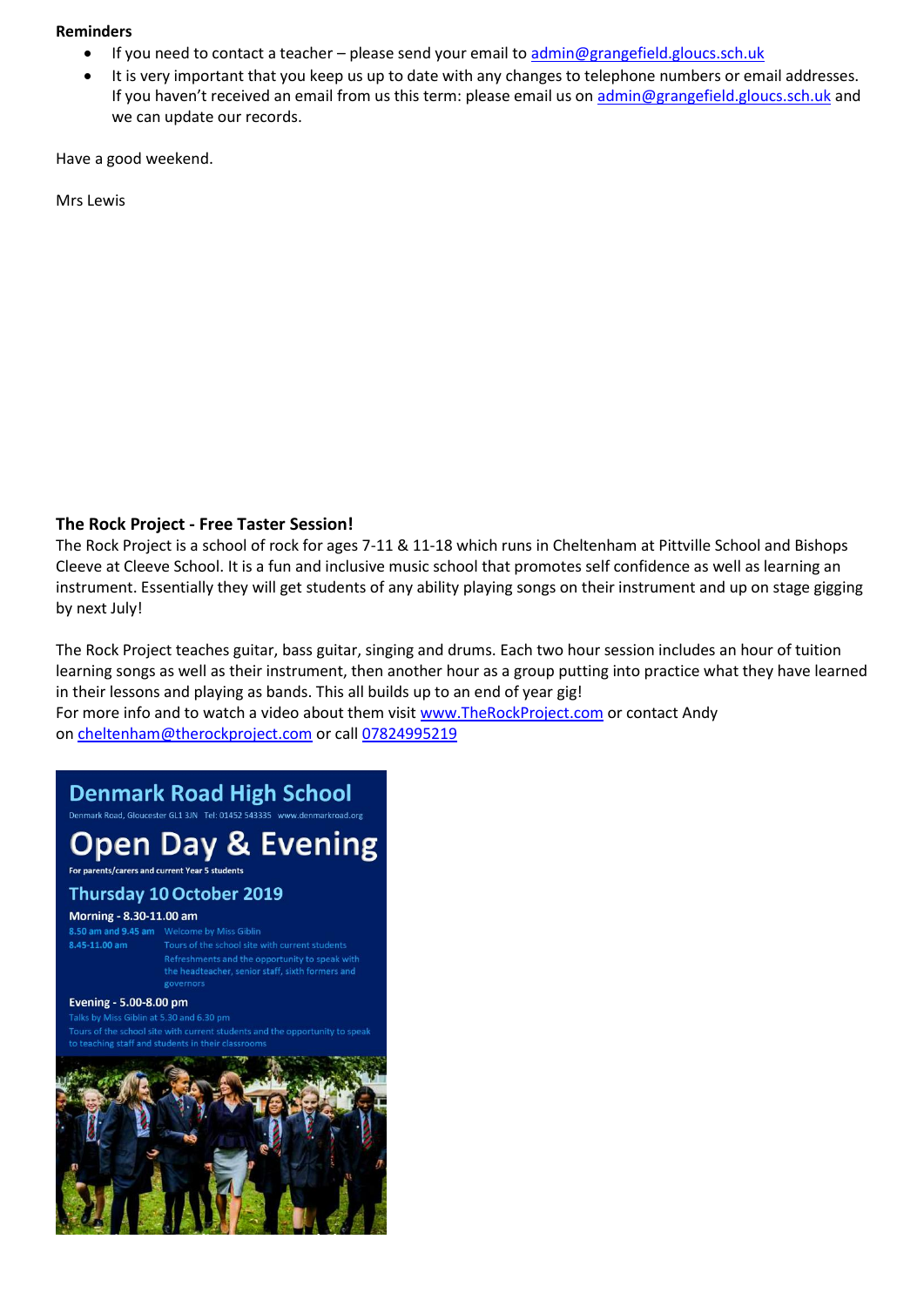**Reminders**

- If you need to contact a teacher – please send your email to admin@grangefield.gloucs.sch.uk
- It is very important that you keep us up to date with any changes to telephone numbers or email addresses. If you haven't received an email from us this term: please email us on admin@grangefield.gloucs.sch.uk and we can update our records.

Have a good weekend.

Mrs Lewis

**The Rock Project - Free Taster Session!**

The Rock Project is a school of rock for ages 7-11 & 11-18 which runs in Cheltenham at Pittville School and Bishops Cleeve at Cleeve School. It is a fun and inclusive music school that promotes self confidence as well as learning an instrument. Essentially they will get students of any ability playing songs on their instrument and up on stage gigging by next July!

The Rock Project teaches guitar, bass guitar, singing and drums. Each two hour session includes an hour of tuition learning songs as well as their instrument, then another hour as a group putting into practice what they have learned in their lessons and playing as bands. This all builds up to an end of year gig!
For more info and to watch a video about them visit www.TheRockProject.com or contact Andy on cheltenham@therockproject.com or call 07824995219

## Denmark Road High School

Denmark Road, Gloucester GL1 3JN Tel: 01452 543335 www.denmarkroad.org

## Open Day & Evening

For parents/carers and current Year 5 students

### Thursday 10 October 2019

**Morning - 8.30-11.00 am**

| | |
|---|---|
| 8.50 am and 9.45 am | Welcome by Miss Giblin |
| 8.45-11.00 am | Tours of the school site with current students<br>Refreshments and the opportunity to speak with the headteacher, senior staff, sixth formers and governors |

**Evening - 5.00-8.00 pm**

Talks by Miss Giblin at 5.30 and 6.30 pm
Tours of the school site with current students and the opportunity to speak to teaching staff and students in their classrooms